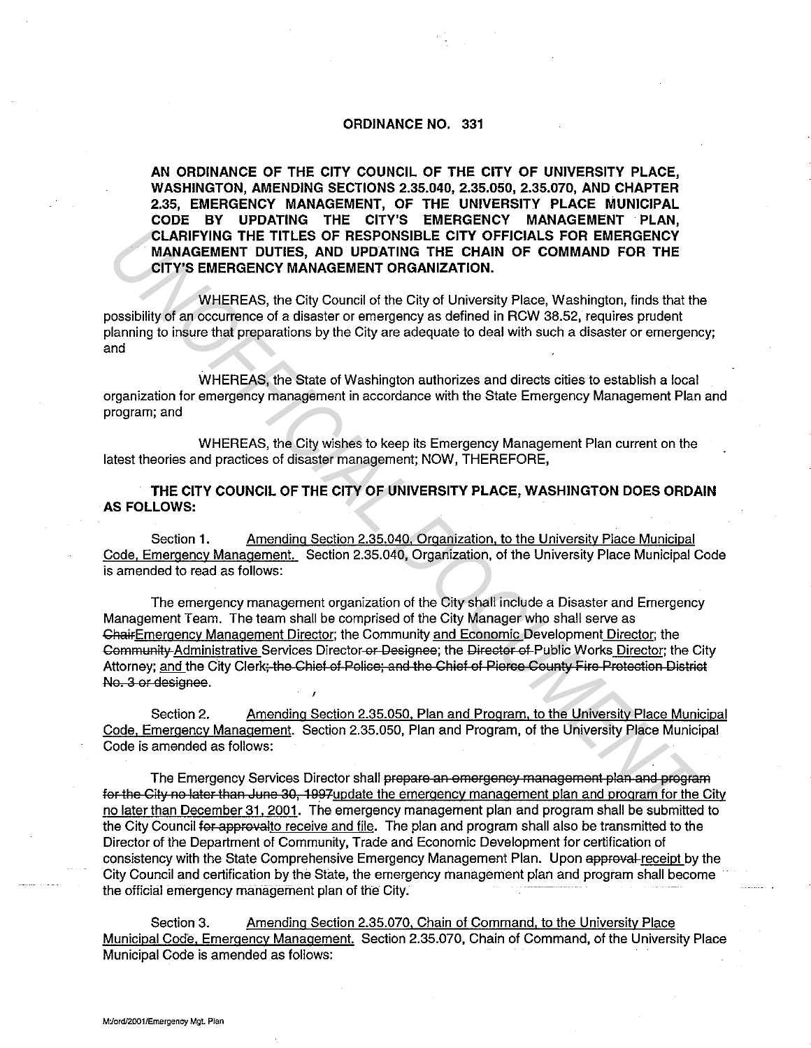# ORDINANCE NO. 331

**AN ORDINANCE OF THE CITY COUNCIL OF THE CITY OF UNIVERSITY PLACE, WASHINGTON, AMENDING SECTIONS 2.35.040, 2.35.050, 2.35.070, AND CHAPTER 2.35, EMERGENCY MANAGEMENT, OF THE UNIVERSITY PLACE MUNICIPAL CODE BY UPDATING THE CITY'S EMERGENCY MANAGEMENT PLAN, CLARIFYING THE TITLES OF RESPONSIBLE CITY OFFICIALS FOR EMERGENCY MANAGEMENT DUTIES, AND UPDATING THE CHAIN OF COMMAND FOR THE CITY'S EMERGENCY MANAGEMENT ORGANIZATION.**

WHEREAS, the City Council of the City of University Place, Washington, finds that the possibility of an occurrence of a disaster or emergency as defined in RCW 38.52, requires prudent planning to insure that preparations by the City are adequate to deal with such a disaster or emergency; and

WHEREAS, the State of Washington authorizes and directs cities to establish a local organization for emergency management in accordance with the State Emergency Management Plan and program; and

WHEREAS, the City wishes to keep its Emergency Management Plan current on the latest theories and practices of disaster management; NOW, THEREFORE,

**THE CITY COUNCIL OF THE CITY OF UNIVERSITY PLACE, WASHINGTON DOES ORDAIN AS FOLLOWS:**

Section 1. <u>Amending Section 2.35.040, Organization, to the University Place Municipal Code, Emergency Management.</u> Section 2.35.040, Organization, of the University Place Municipal Code is amended to read as follows:

The emergency management organization of the City shall include a Disaster and Emergency Management Team. The team shall be comprised of the City Manager who shall serve as ~~Chair~~<u>Emergency Management Director</u>; the Community <u>and Economic</u> Development <u>Director</u>; the ~~Community~~ <u>Administrative</u> Services Director ~~or Designee~~; the ~~Director of~~ Public Works <u>Director</u>; the City Attorney; <u>and</u> the City Clerk~~; the Chief of Police; and the Chief of Pierce County Fire Protection District No. 3 or designee~~.

Section 2. <u>Amending Section 2.35.050, Plan and Program, to the University Place Municipal Code, Emergency Management.</u> Section 2.35.050, Plan and Program, of the University Place Municipal Code is amended as follows:

The Emergency Services Director shall ~~prepare an emergency management plan and program for the City no later than June 30, 1997~~<u>update the emergency management plan and program for the City no later than December 31, 2001</u>. The emergency management plan and program shall be submitted to the City Council ~~for approval~~<u>to receive and file</u>. The plan and program shall also be transmitted to the Director of the Department of Community, Trade and Economic Development for certification of consistency with the State Comprehensive Emergency Management Plan. Upon ~~approval~~ <u>receipt</u> by the City Council and certification by the State, the emergency management plan and program shall become the official emergency management plan of the City.

Section 3. <u>Amending Section 2.35.070, Chain of Command, to the University Place Municipal Code, Emergency Management.</u> Section 2.35.070, Chain of Command, of the University Place Municipal Code is amended as follows:

M:/ord/2001/Emergency Mgt. Plan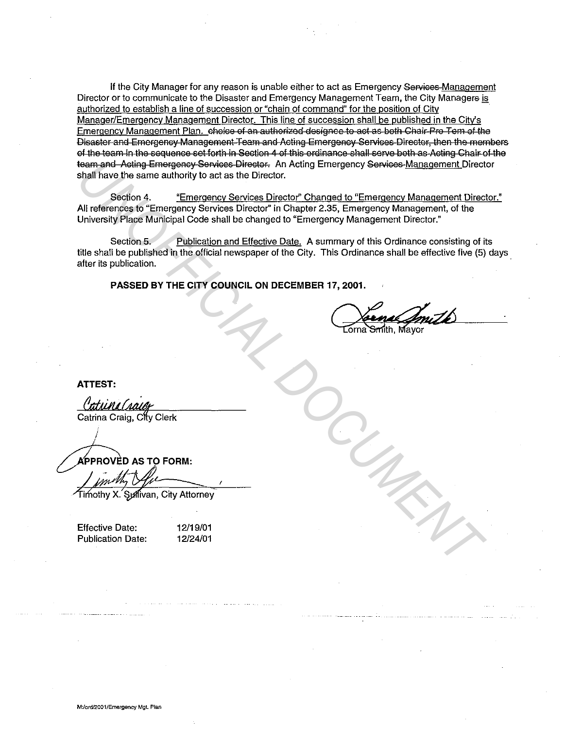If the City Manager for any reason is unable either to act as Emergency ~~Services~~ Management Director or to communicate to the Disaster and Emergency Management Team, the City ~~Managers~~ Manager is authorized to establish a line of succession or "chain of command" for the position of City Manager/Emergency Management Director. This line of succession shall be published in the City's Emergency Management Plan. ~~choice of an authorized designee to act as both Chair Pro Tem of the Disaster and Emergency Management Team and Acting Emergency Services Director, then the members of the team in the sequence set forth in Section 4 of this ordinance shall serve both as Acting Chair of the team and Acting Emergency Services Director.~~ An Acting Emergency ~~Services~~ Management Director shall have the same authority to act as the Director.

Section 4. "Emergency Services Director" Changed to "Emergency Management Director." All references to "Emergency Services Director" in Chapter 2.35, Emergency Management, of the University Place Municipal Code shall be changed to "Emergency Management Director."

Section 5. Publication and Effective Date. A summary of this Ordinance consisting of its title shall be published in the official newspaper of the City. This Ordinance shall be effective five (5) days after its publication.

**PASSED BY THE CITY COUNCIL ON DECEMBER 17, 2001.**

Lorna Smith, Mayor

**ATTEST:**

Catrina Craig, City Clerk

**APPROVED AS TO FORM:**

Timothy X. Sullivan, City Attorney

| | |
|---|---|
| Effective Date: | 12/19/01 |
| Publication Date: | 12/24/01 |

M:/ord/2001/Emergency Mgt. Plan